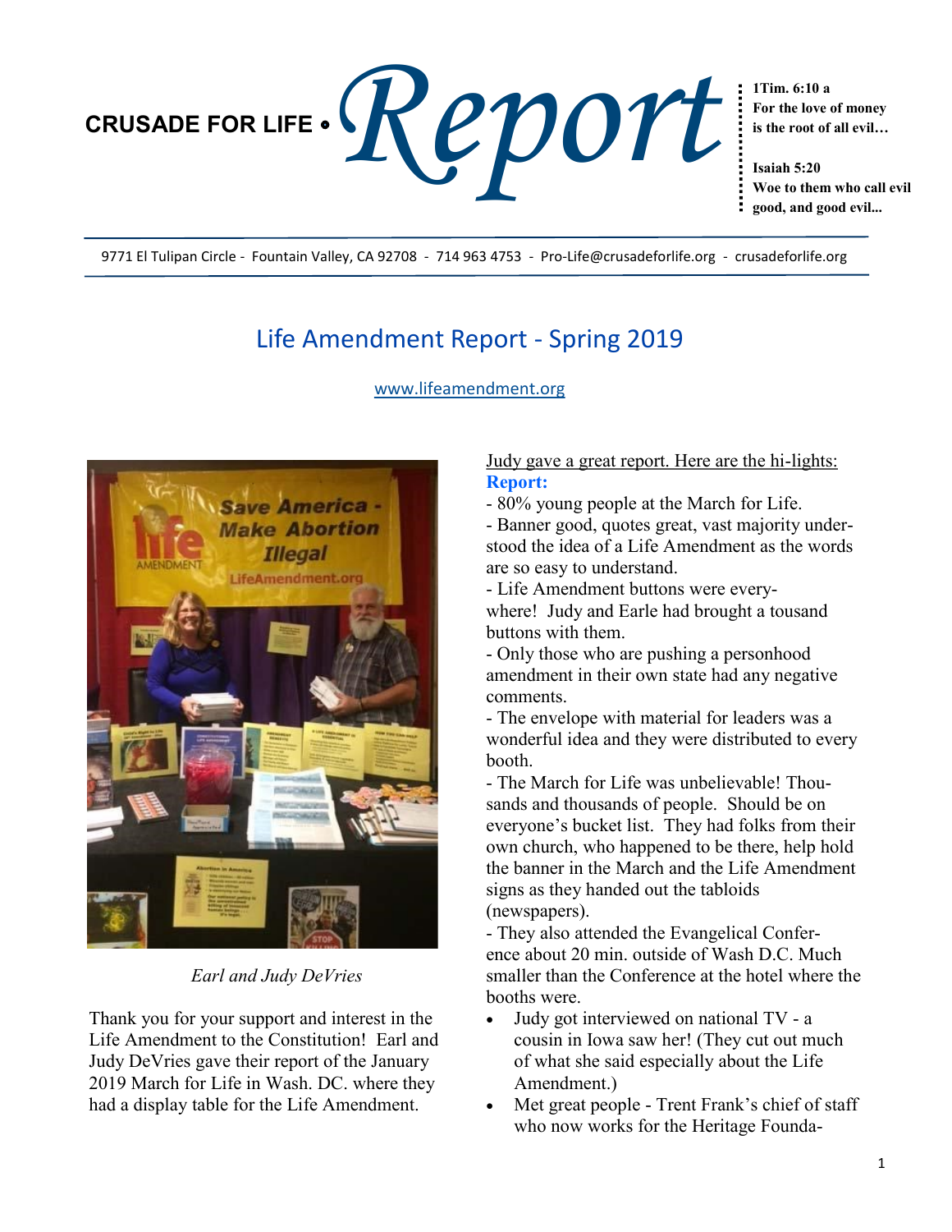CRUSADE FOR LIFE • *Report*

**1Tim. 6:10 a**
**For the love of money is the root of all evil…**

**Isaiah 5:20**
**Woe to them who call evil good, and good evil...**

9771 El Tulipan Circle - Fountain Valley, CA 92708 - 714 963 4753 - Pro-Life@crusadeforlife.org - crusadeforlife.org

## Life Amendment Report - Spring 2019

www.lifeamendment.org

*Earl and Judy DeVries*

Thank you for your support and interest in the Life Amendment to the Constitution! Earl and Judy DeVries gave their report of the January 2019 March for Life in Wash. DC. where they had a display table for the Life Amendment.

Judy gave a great report. Here are the hi-lights:

**Report:**

- 80% young people at the March for Life.
- Banner good, quotes great, vast majority understood the idea of a Life Amendment as the words are so easy to understand.
- Life Amendment buttons were everywhere! Judy and Earle had brought a tousand buttons with them.
- Only those who are pushing a personhood amendment in their own state had any negative comments.
- The envelope with material for leaders was a wonderful idea and they were distributed to every booth.
- The March for Life was unbelievable! Thousands and thousands of people. Should be on everyone's bucket list. They had folks from their own church, who happened to be there, help hold the banner in the March and the Life Amendment signs as they handed out the tabloids (newspapers).
- They also attended the Evangelical Conference about 20 min. outside of Wash D.C. Much smaller than the Conference at the hotel where the booths were.

- Judy got interviewed on national TV - a cousin in Iowa saw her! (They cut out much of what she said especially about the Life Amendment.)
- Met great people - Trent Frank's chief of staff who now works for the Heritage Founda-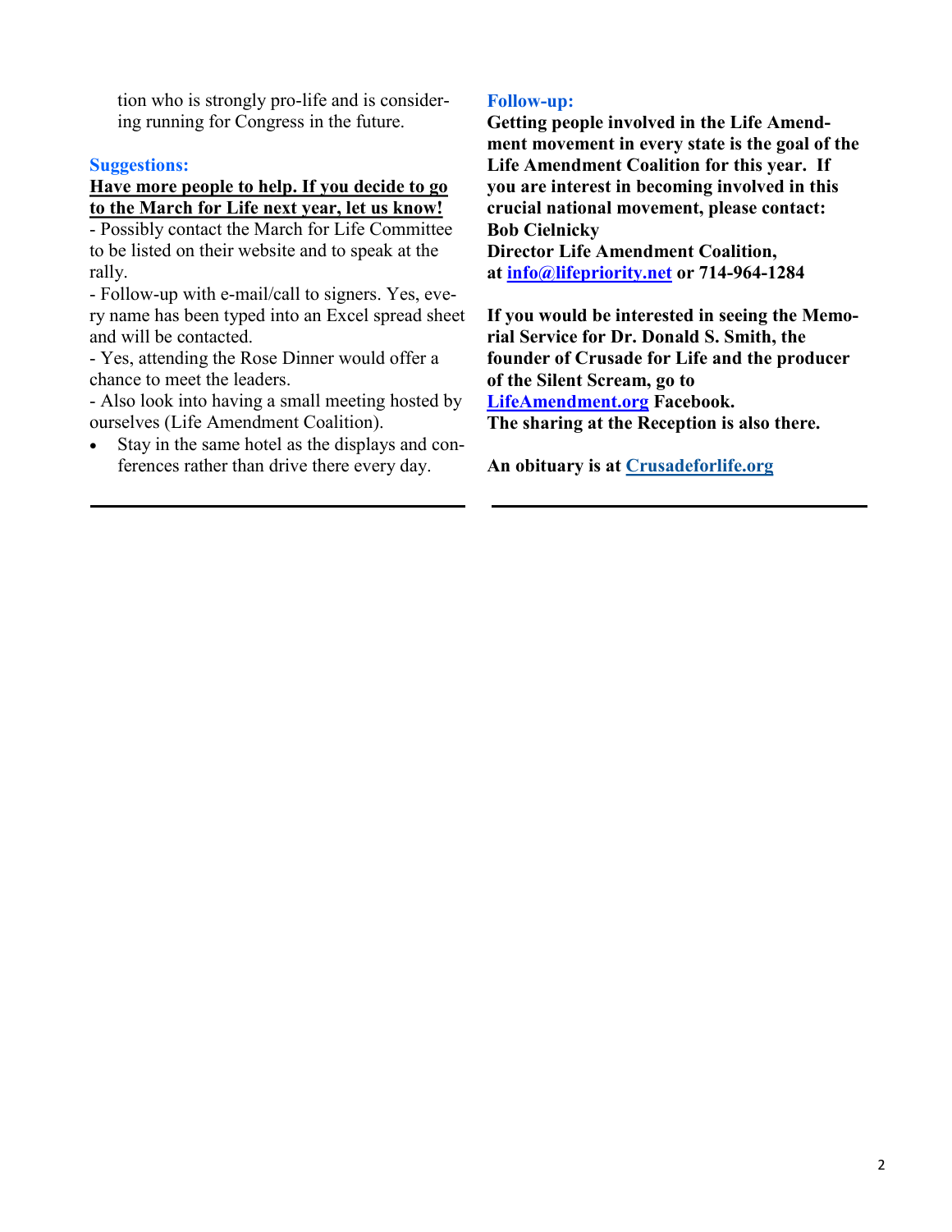tion who is strongly pro-life and is considering running for Congress in the future.

### Suggestions:

**Have more people to help. If you decide to go to the March for Life next year, let us know!**

- Possibly contact the March for Life Committee to be listed on their website and to speak at the rally.
- Follow-up with e-mail/call to signers. Yes, every name has been typed into an Excel spread sheet and will be contacted.
- Yes, attending the Rose Dinner would offer a chance to meet the leaders.
- Also look into having a small meeting hosted by ourselves (Life Amendment Coalition).
- Stay in the same hotel as the displays and conferences rather than drive there every day.

### Follow-up:

**Getting people involved in the Life Amendment movement in every state is the goal of the Life Amendment Coalition for this year. If you are interest in becoming involved in this crucial national movement, please contact:**
**Bob Cielnicky**
**Director Life Amendment Coalition,**
**at info@lifepriority.net or 714-964-1284**

**If you would be interested in seeing the Memorial Service for Dr. Donald S. Smith, the founder of Crusade for Life and the producer of the Silent Scream, go to LifeAmendment.org Facebook.**
**The sharing at the Reception is also there.**

**An obituary is at Crusadeforlife.org**